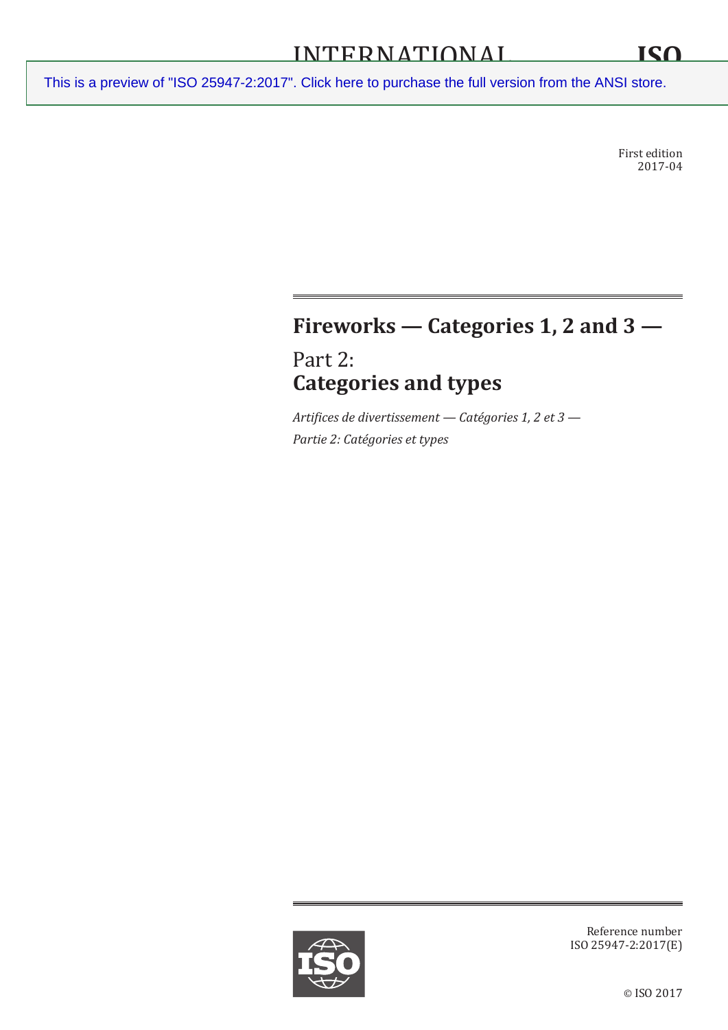INTERNATIONAL STANDARD

ISO 25947-2

This is a preview of "ISO 25947-2:2017". Click here to purchase the full version from the ANSI store.

First edition
2017-04

# Fireworks — Categories 1, 2 and 3 —

## Part 2:
## Categories and types

*Artifices de divertissement — Catégories 1, 2 et 3 —*
*Partie 2: Catégories et types*

Reference number
ISO 25947-2:2017(E)

© ISO 2017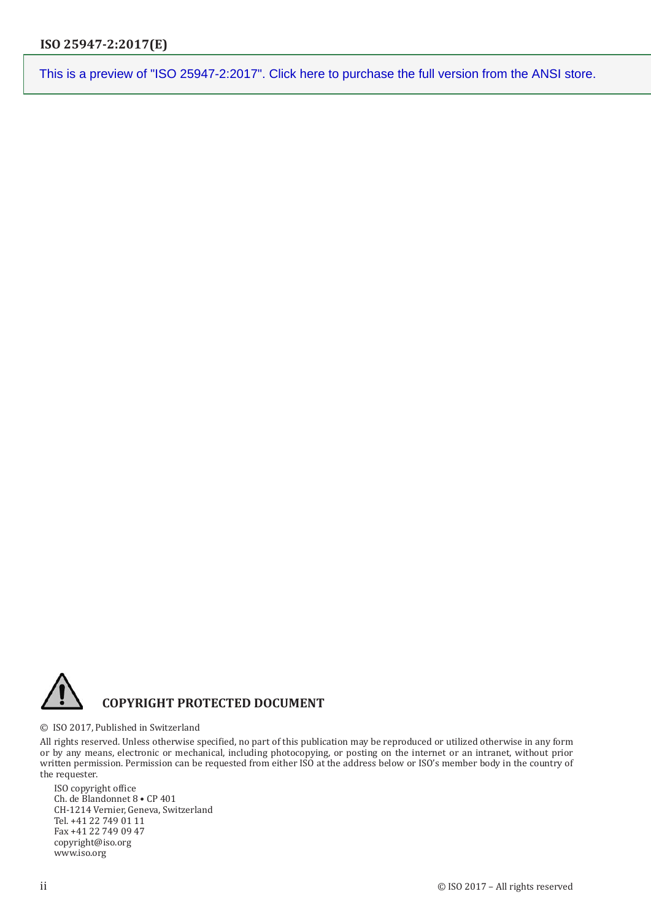This is a preview of "ISO 25947-2:2017". Click here to purchase the full version from the ANSI store.

**COPYRIGHT PROTECTED DOCUMENT**

© ISO 2017, Published in Switzerland

All rights reserved. Unless otherwise specified, no part of this publication may be reproduced or utilized otherwise in any form or by any means, electronic or mechanical, including photocopying, or posting on the internet or an intranet, without prior written permission. Permission can be requested from either ISO at the address below or ISO's member body in the country of the requester.

ISO copyright office
Ch. de Blandonnet 8 • CP 401
CH-1214 Vernier, Geneva, Switzerland
Tel. +41 22 749 01 11
Fax +41 22 749 09 47
copyright@iso.org
www.iso.org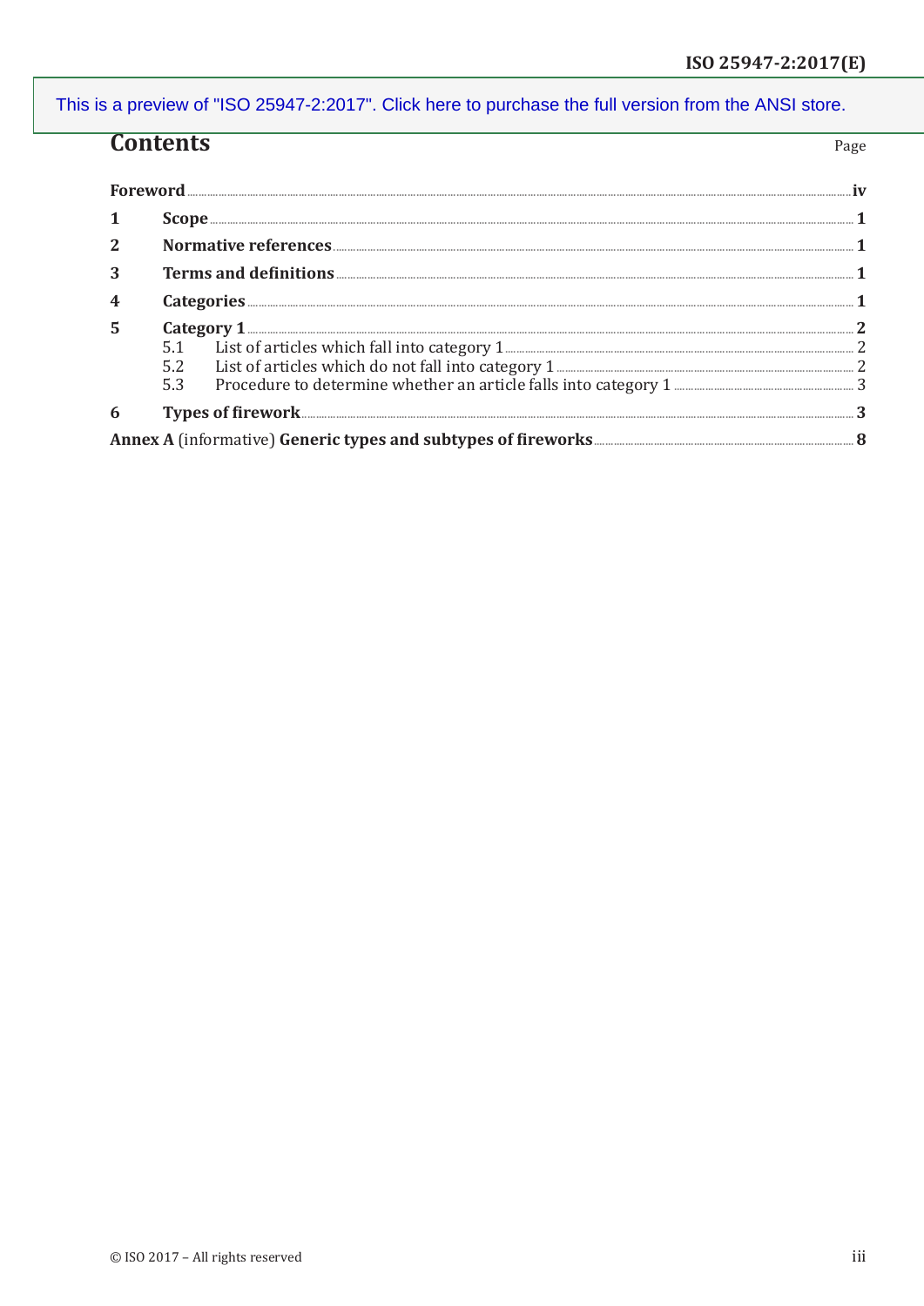## Contents

| | | Page |
|---|---|---|
| **Foreword** | | **iv** |
| **1** | **Scope** | **1** |
| **2** | **Normative references** | **1** |
| **3** | **Terms and definitions** | **1** |
| **4** | **Categories** | **1** |
| **5** | **Category 1** | **2** |
| | 5.1 List of articles which fall into category 1 | 2 |
| | 5.2 List of articles which do not fall into category 1 | 2 |
| | 5.3 Procedure to determine whether an article falls into category 1 | 3 |
| **6** | **Types of firework** | **3** |
| **Annex A** (informative) **Generic types and subtypes of fireworks** | | **8** |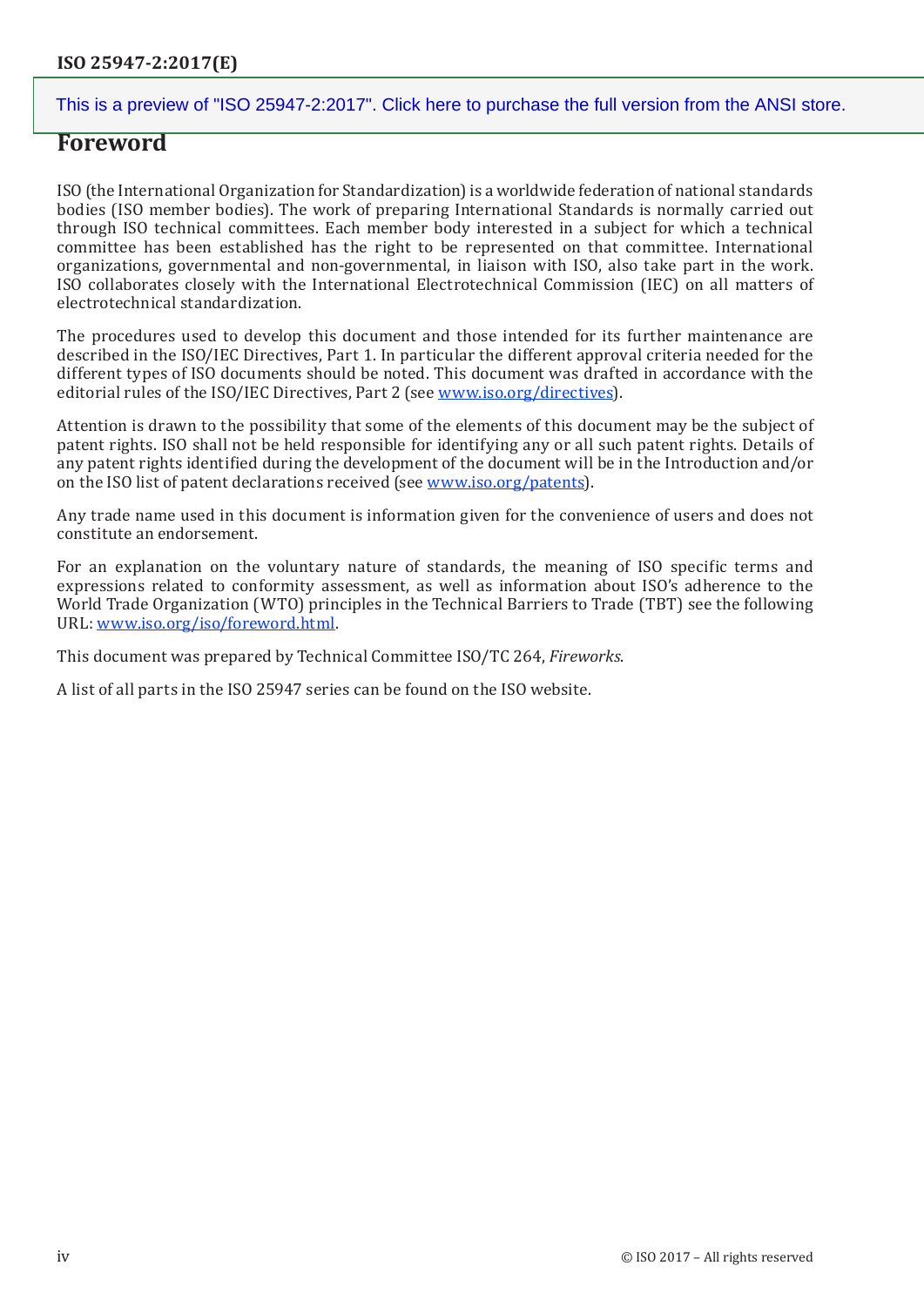## Foreword

ISO (the International Organization for Standardization) is a worldwide federation of national standards bodies (ISO member bodies). The work of preparing International Standards is normally carried out through ISO technical committees. Each member body interested in a subject for which a technical committee has been established has the right to be represented on that committee. International organizations, governmental and non-governmental, in liaison with ISO, also take part in the work. ISO collaborates closely with the International Electrotechnical Commission (IEC) on all matters of electrotechnical standardization.

The procedures used to develop this document and those intended for its further maintenance are described in the ISO/IEC Directives, Part 1. In particular the different approval criteria needed for the different types of ISO documents should be noted. This document was drafted in accordance with the editorial rules of the ISO/IEC Directives, Part 2 (see www.iso.org/directives).

Attention is drawn to the possibility that some of the elements of this document may be the subject of patent rights. ISO shall not be held responsible for identifying any or all such patent rights. Details of any patent rights identified during the development of the document will be in the Introduction and/or on the ISO list of patent declarations received (see www.iso.org/patents).

Any trade name used in this document is information given for the convenience of users and does not constitute an endorsement.

For an explanation on the voluntary nature of standards, the meaning of ISO specific terms and expressions related to conformity assessment, as well as information about ISO's adherence to the World Trade Organization (WTO) principles in the Technical Barriers to Trade (TBT) see the following URL: www.iso.org/iso/foreword.html.

This document was prepared by Technical Committee ISO/TC 264, *Fireworks*.

A list of all parts in the ISO 25947 series can be found on the ISO website.